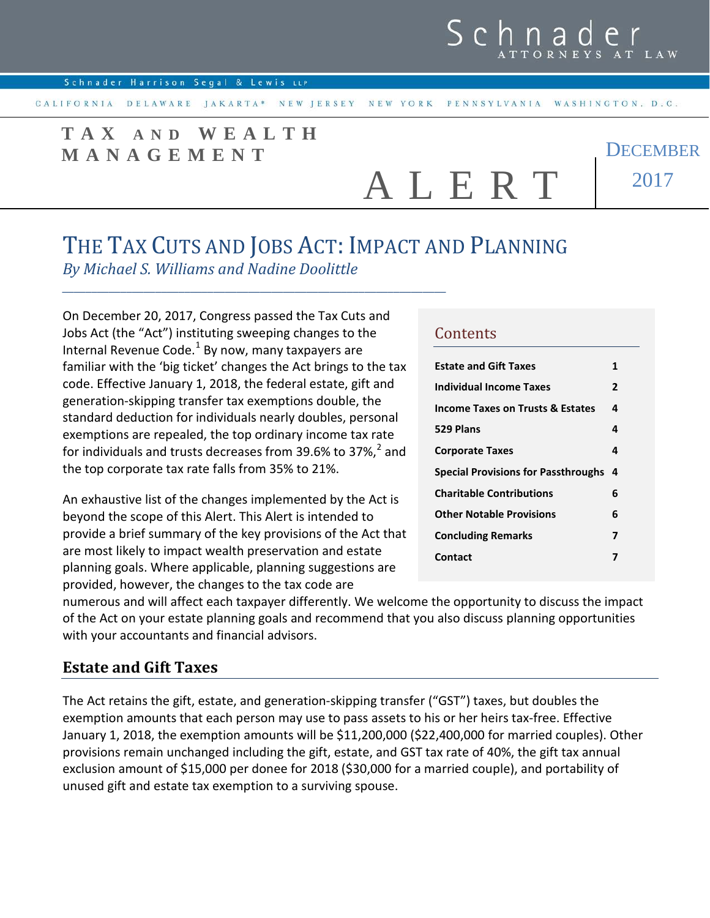Schnader ATTORNEYS AT LAW

Schnader Harrison Segal & Lewis LLP

CALIFORNIA DELAWARE JAKARTA* NEW JERSEY NEW YORK PENNSYLVANIA WASHINGTON, D.C.

**TAX AND WEALTH MANAGEMENT**

ALERT

DECEMBER 2017

# THE TAX CUTS AND JOBS ACT: IMPACT AND PLANNING

*By Michael S. Williams and Nadine Doolittle*

On December 20, 2017, Congress passed the Tax Cuts and Jobs Act (the "Act") instituting sweeping changes to the Internal Revenue Code.[1] By now, many taxpayers are familiar with the 'big ticket' changes the Act brings to the tax code. Effective January 1, 2018, the federal estate, gift and generation-skipping transfer tax exemptions double, the standard deduction for individuals nearly doubles, personal exemptions are repealed, the top ordinary income tax rate for individuals and trusts decreases from 39.6% to 37%,[2] and the top corporate tax rate falls from 35% to 21%.

An exhaustive list of the changes implemented by the Act is beyond the scope of this Alert. This Alert is intended to provide a brief summary of the key provisions of the Act that are most likely to impact wealth preservation and estate planning goals. Where applicable, planning suggestions are provided, however, the changes to the tax code are numerous and will affect each taxpayer differently. We welcome the opportunity to discuss the impact of the Act on your estate planning goals and recommend that you also discuss planning opportunities with your accountants and financial advisors.

## Contents

| | |
|---|---|
| **Estate and Gift Taxes** | **1** |
| **Individual Income Taxes** | **2** |
| **Income Taxes on Trusts & Estates** | **4** |
| **529 Plans** | **4** |
| **Corporate Taxes** | **4** |
| **Special Provisions for Passthroughs** | **4** |
| **Charitable Contributions** | **6** |
| **Other Notable Provisions** | **6** |
| **Concluding Remarks** | **7** |
| **Contact** | **7** |

## Estate and Gift Taxes

The Act retains the gift, estate, and generation-skipping transfer ("GST") taxes, but doubles the exemption amounts that each person may use to pass assets to his or her heirs tax-free. Effective January 1, 2018, the exemption amounts will be $11,200,000 ($22,400,000 for married couples). Other provisions remain unchanged including the gift, estate, and GST tax rate of 40%, the gift tax annual exclusion amount of $15,000 per donee for 2018 ($30,000 for a married couple), and portability of unused gift and estate tax exemption to a surviving spouse.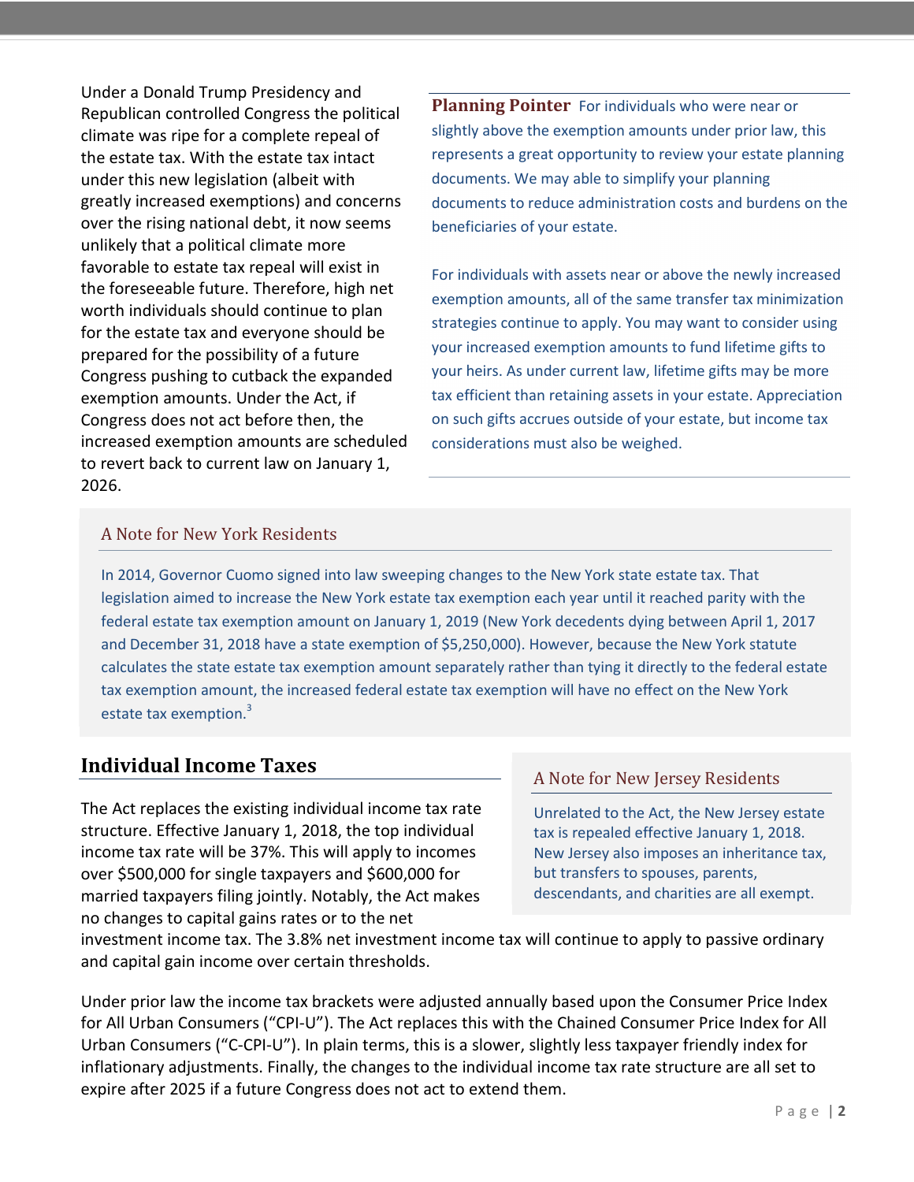Under a Donald Trump Presidency and Republican controlled Congress the political climate was ripe for a complete repeal of the estate tax. With the estate tax intact under this new legislation (albeit with greatly increased exemptions) and concerns over the rising national debt, it now seems unlikely that a political climate more favorable to estate tax repeal will exist in the foreseeable future. Therefore, high net worth individuals should continue to plan for the estate tax and everyone should be prepared for the possibility of a future Congress pushing to cutback the expanded exemption amounts. Under the Act, if Congress does not act before then, the increased exemption amounts are scheduled to revert back to current law on January 1, 2026.

**Planning Pointer** For individuals who were near or slightly above the exemption amounts under prior law, this represents a great opportunity to review your estate planning documents. We may able to simplify your planning documents to reduce administration costs and burdens on the beneficiaries of your estate.

For individuals with assets near or above the newly increased exemption amounts, all of the same transfer tax minimization strategies continue to apply. You may want to consider using your increased exemption amounts to fund lifetime gifts to your heirs. As under current law, lifetime gifts may be more tax efficient than retaining assets in your estate. Appreciation on such gifts accrues outside of your estate, but income tax considerations must also be weighed.

### A Note for New York Residents

In 2014, Governor Cuomo signed into law sweeping changes to the New York state estate tax. That legislation aimed to increase the New York estate tax exemption each year until it reached parity with the federal estate tax exemption amount on January 1, 2019 (New York decedents dying between April 1, 2017 and December 31, 2018 have a state exemption of $5,250,000). However, because the New York statute calculates the state estate tax exemption amount separately rather than tying it directly to the federal estate tax exemption amount, the increased federal estate tax exemption will have no effect on the New York estate tax exemption.[3]

## Individual Income Taxes

The Act replaces the existing individual income tax rate structure. Effective January 1, 2018, the top individual income tax rate will be 37%. This will apply to incomes over $500,000 for single taxpayers and $600,000 for married taxpayers filing jointly. Notably, the Act makes no changes to capital gains rates or to the net investment income tax. The 3.8% net investment income tax will continue to apply to passive ordinary and capital gain income over certain thresholds.

### A Note for New Jersey Residents

Unrelated to the Act, the New Jersey estate tax is repealed effective January 1, 2018. New Jersey also imposes an inheritance tax, but transfers to spouses, parents, descendants, and charities are all exempt.

Under prior law the income tax brackets were adjusted annually based upon the Consumer Price Index for All Urban Consumers ("CPI-U"). The Act replaces this with the Chained Consumer Price Index for All Urban Consumers ("C-CPI-U"). In plain terms, this is a slower, slightly less taxpayer friendly index for inflationary adjustments. Finally, the changes to the individual income tax rate structure are all set to expire after 2025 if a future Congress does not act to extend them.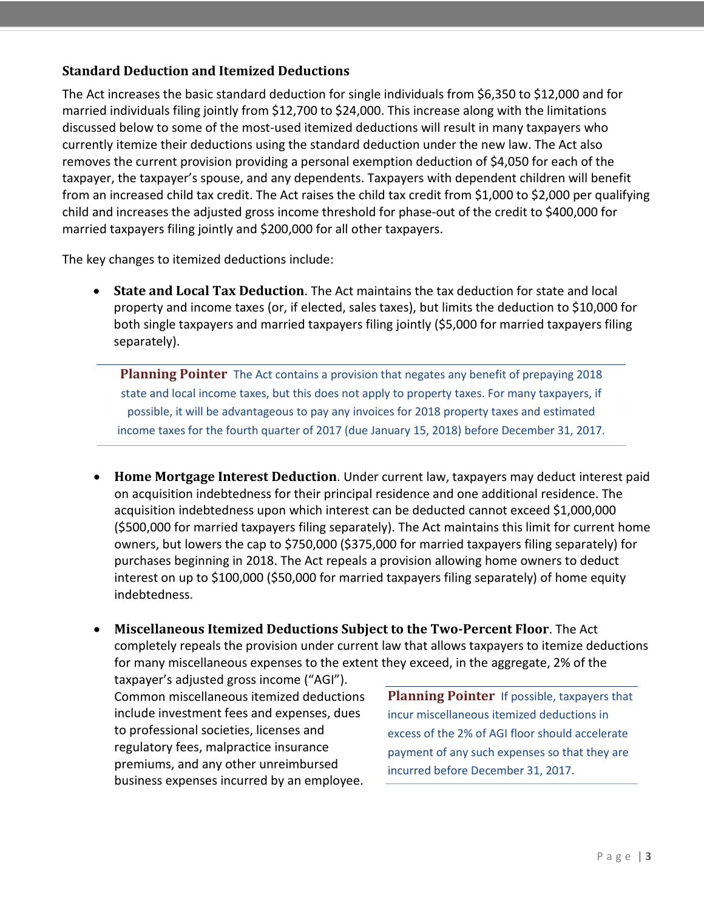### Standard Deduction and Itemized Deductions

The Act increases the basic standard deduction for single individuals from $6,350 to $12,000 and for married individuals filing jointly from $12,700 to $24,000. This increase along with the limitations discussed below to some of the most-used itemized deductions will result in many taxpayers who currently itemize their deductions using the standard deduction under the new law. The Act also removes the current provision providing a personal exemption deduction of $4,050 for each of the taxpayer, the taxpayer's spouse, and any dependents. Taxpayers with dependent children will benefit from an increased child tax credit. The Act raises the child tax credit from $1,000 to $2,000 per qualifying child and increases the adjusted gross income threshold for phase-out of the credit to $400,000 for married taxpayers filing jointly and $200,000 for all other taxpayers.

The key changes to itemized deductions include:

- **State and Local Tax Deduction**. The Act maintains the tax deduction for state and local property and income taxes (or, if elected, sales taxes), but limits the deduction to $10,000 for both single taxpayers and married taxpayers filing jointly ($5,000 for married taxpayers filing separately).

> **Planning Pointer** The Act contains a provision that negates any benefit of prepaying 2018 state and local income taxes, but this does not apply to property taxes. For many taxpayers, if possible, it will be advantageous to pay any invoices for 2018 property taxes and estimated income taxes for the fourth quarter of 2017 (due January 15, 2018) before December 31, 2017.

- **Home Mortgage Interest Deduction**. Under current law, taxpayers may deduct interest paid on acquisition indebtedness for their principal residence and one additional residence. The acquisition indebtedness upon which interest can be deducted cannot exceed $1,000,000 ($500,000 for married taxpayers filing separately). The Act maintains this limit for current home owners, but lowers the cap to $750,000 ($375,000 for married taxpayers filing separately) for purchases beginning in 2018. The Act repeals a provision allowing home owners to deduct interest on up to $100,000 ($50,000 for married taxpayers filing separately) of home equity indebtedness.

- **Miscellaneous Itemized Deductions Subject to the Two-Percent Floor**. The Act completely repeals the provision under current law that allows taxpayers to itemize deductions for many miscellaneous expenses to the extent they exceed, in the aggregate, 2% of the taxpayer's adjusted gross income ("AGI"). Common miscellaneous itemized deductions include investment fees and expenses, dues to professional societies, licenses and regulatory fees, malpractice insurance premiums, and any other unreimbursed business expenses incurred by an employee.

> **Planning Pointer** If possible, taxpayers that incur miscellaneous itemized deductions in excess of the 2% of AGI floor should accelerate payment of any such expenses so that they are incurred before December 31, 2017.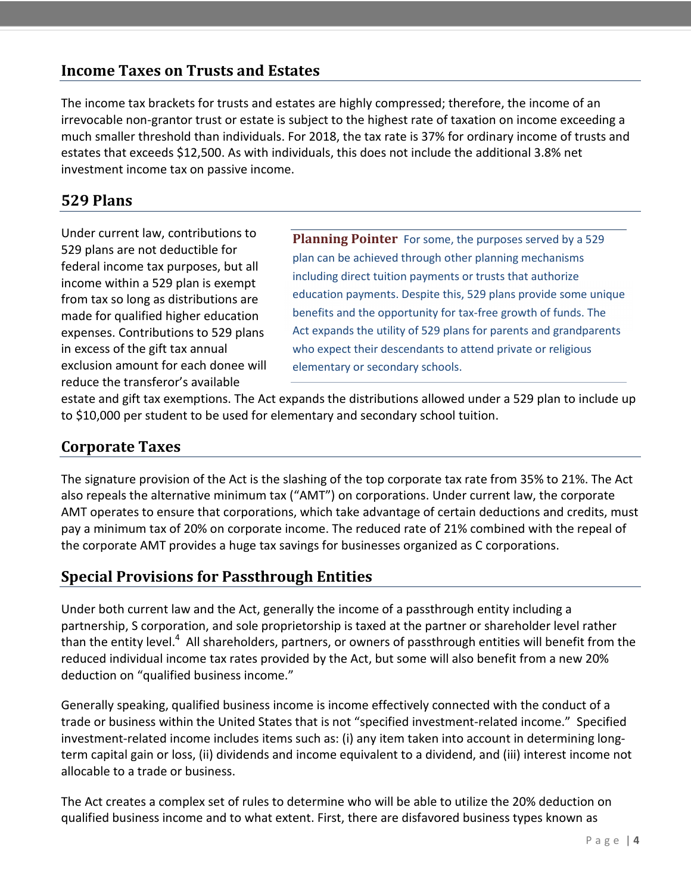## Income Taxes on Trusts and Estates

The income tax brackets for trusts and estates are highly compressed; therefore, the income of an irrevocable non-grantor trust or estate is subject to the highest rate of taxation on income exceeding a much smaller threshold than individuals. For 2018, the tax rate is 37% for ordinary income of trusts and estates that exceeds $12,500. As with individuals, this does not include the additional 3.8% net investment income tax on passive income.

## 529 Plans

Under current law, contributions to 529 plans are not deductible for federal income tax purposes, but all income within a 529 plan is exempt from tax so long as distributions are made for qualified higher education expenses. Contributions to 529 plans in excess of the gift tax annual exclusion amount for each donee will reduce the transferor's available estate and gift tax exemptions. The Act expands the distributions allowed under a 529 plan to include up to $10,000 per student to be used for elementary and secondary school tuition.

> **Planning Pointer** For some, the purposes served by a 529 plan can be achieved through other planning mechanisms including direct tuition payments or trusts that authorize education payments. Despite this, 529 plans provide some unique benefits and the opportunity for tax-free growth of funds. The Act expands the utility of 529 plans for parents and grandparents who expect their descendants to attend private or religious elementary or secondary schools.

## Corporate Taxes

The signature provision of the Act is the slashing of the top corporate tax rate from 35% to 21%. The Act also repeals the alternative minimum tax ("AMT") on corporations. Under current law, the corporate AMT operates to ensure that corporations, which take advantage of certain deductions and credits, must pay a minimum tax of 20% on corporate income. The reduced rate of 21% combined with the repeal of the corporate AMT provides a huge tax savings for businesses organized as C corporations.

## Special Provisions for Passthrough Entities

Under both current law and the Act, generally the income of a passthrough entity including a partnership, S corporation, and sole proprietorship is taxed at the partner or shareholder level rather than the entity level.[4] All shareholders, partners, or owners of passthrough entities will benefit from the reduced individual income tax rates provided by the Act, but some will also benefit from a new 20% deduction on "qualified business income."

Generally speaking, qualified business income is income effectively connected with the conduct of a trade or business within the United States that is not "specified investment-related income." Specified investment-related income includes items such as: (i) any item taken into account in determining long-term capital gain or loss, (ii) dividends and income equivalent to a dividend, and (iii) interest income not allocable to a trade or business.

The Act creates a complex set of rules to determine who will be able to utilize the 20% deduction on qualified business income and to what extent. First, there are disfavored business types known as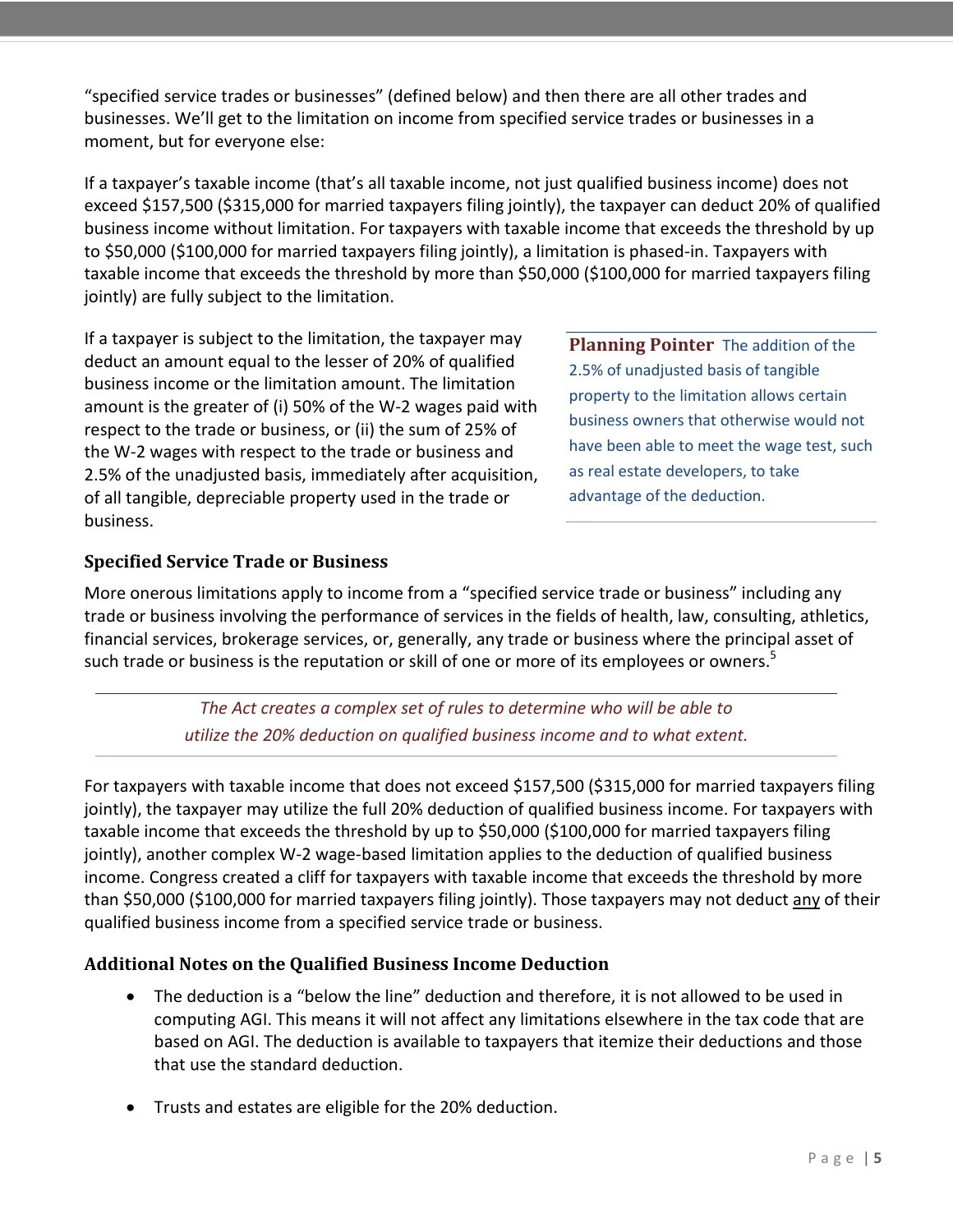"specified service trades or businesses" (defined below) and then there are all other trades and businesses. We'll get to the limitation on income from specified service trades or businesses in a moment, but for everyone else:

If a taxpayer's taxable income (that's all taxable income, not just qualified business income) does not exceed $157,500 ($315,000 for married taxpayers filing jointly), the taxpayer can deduct 20% of qualified business income without limitation. For taxpayers with taxable income that exceeds the threshold by up to $50,000 ($100,000 for married taxpayers filing jointly), a limitation is phased-in. Taxpayers with taxable income that exceeds the threshold by more than $50,000 ($100,000 for married taxpayers filing jointly) are fully subject to the limitation.

If a taxpayer is subject to the limitation, the taxpayer may deduct an amount equal to the lesser of 20% of qualified business income or the limitation amount. The limitation amount is the greater of (i) 50% of the W-2 wages paid with respect to the trade or business, or (ii) the sum of 25% of the W-2 wages with respect to the trade or business and 2.5% of the unadjusted basis, immediately after acquisition, of all tangible, depreciable property used in the trade or business.

> **Planning Pointer** The addition of the 2.5% of unadjusted basis of tangible property to the limitation allows certain business owners that otherwise would not have been able to meet the wage test, such as real estate developers, to take advantage of the deduction.

### Specified Service Trade or Business

More onerous limitations apply to income from a "specified service trade or business" including any trade or business involving the performance of services in the fields of health, law, consulting, athletics, financial services, brokerage services, or, generally, any trade or business where the principal asset of such trade or business is the reputation or skill of one or more of its employees or owners.[5]

> *The Act creates a complex set of rules to determine who will be able to utilize the 20% deduction on qualified business income and to what extent.*

For taxpayers with taxable income that does not exceed $157,500 ($315,000 for married taxpayers filing jointly), the taxpayer may utilize the full 20% deduction of qualified business income. For taxpayers with taxable income that exceeds the threshold by up to $50,000 ($100,000 for married taxpayers filing jointly), another complex W-2 wage-based limitation applies to the deduction of qualified business income. Congress created a cliff for taxpayers with taxable income that exceeds the threshold by more than $50,000 ($100,000 for married taxpayers filing jointly). Those taxpayers may not deduct <u>any</u> of their qualified business income from a specified service trade or business.

### Additional Notes on the Qualified Business Income Deduction

- The deduction is a "below the line" deduction and therefore, it is not allowed to be used in computing AGI. This means it will not affect any limitations elsewhere in the tax code that are based on AGI. The deduction is available to taxpayers that itemize their deductions and those that use the standard deduction.
- Trusts and estates are eligible for the 20% deduction.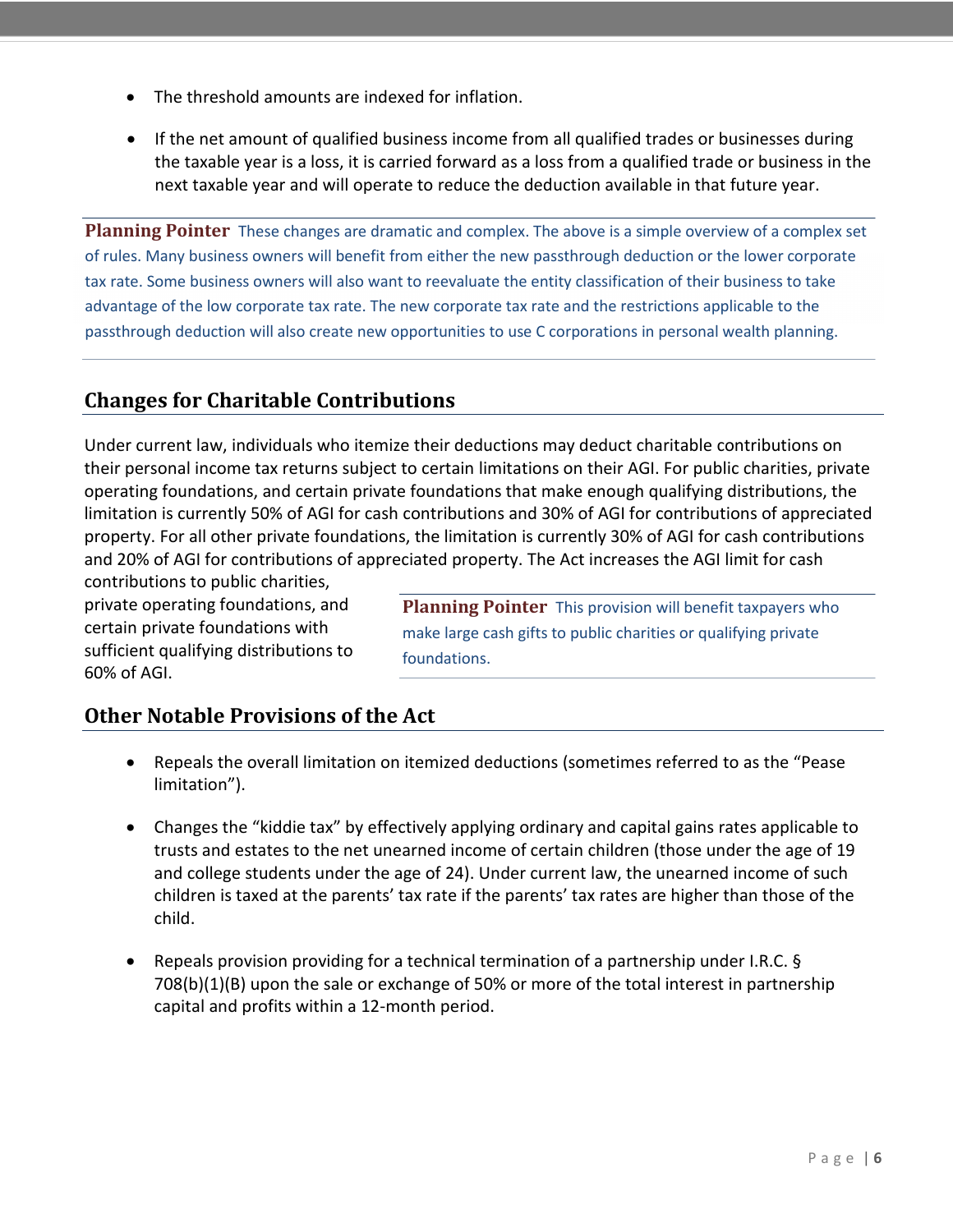- The threshold amounts are indexed for inflation.

- If the net amount of qualified business income from all qualified trades or businesses during the taxable year is a loss, it is carried forward as a loss from a qualified trade or business in the next taxable year and will operate to reduce the deduction available in that future year.

**Planning Pointer** These changes are dramatic and complex. The above is a simple overview of a complex set of rules. Many business owners will benefit from either the new passthrough deduction or the lower corporate tax rate. Some business owners will also want to reevaluate the entity classification of their business to take advantage of the low corporate tax rate. The new corporate tax rate and the restrictions applicable to the passthrough deduction will also create new opportunities to use C corporations in personal wealth planning.

## Changes for Charitable Contributions

Under current law, individuals who itemize their deductions may deduct charitable contributions on their personal income tax returns subject to certain limitations on their AGI. For public charities, private operating foundations, and certain private foundations that make enough qualifying distributions, the limitation is currently 50% of AGI for cash contributions and 30% of AGI for contributions of appreciated property. For all other private foundations, the limitation is currently 30% of AGI for cash contributions and 20% of AGI for contributions of appreciated property. The Act increases the AGI limit for cash contributions to public charities, private operating foundations, and certain private foundations with sufficient qualifying distributions to 60% of AGI.

**Planning Pointer** This provision will benefit taxpayers who make large cash gifts to public charities or qualifying private foundations.

## Other Notable Provisions of the Act

- Repeals the overall limitation on itemized deductions (sometimes referred to as the "Pease limitation").

- Changes the "kiddie tax" by effectively applying ordinary and capital gains rates applicable to trusts and estates to the net unearned income of certain children (those under the age of 19 and college students under the age of 24). Under current law, the unearned income of such children is taxed at the parents' tax rate if the parents' tax rates are higher than those of the child.

- Repeals provision providing for a technical termination of a partnership under I.R.C. § 708(b)(1)(B) upon the sale or exchange of 50% or more of the total interest in partnership capital and profits within a 12-month period.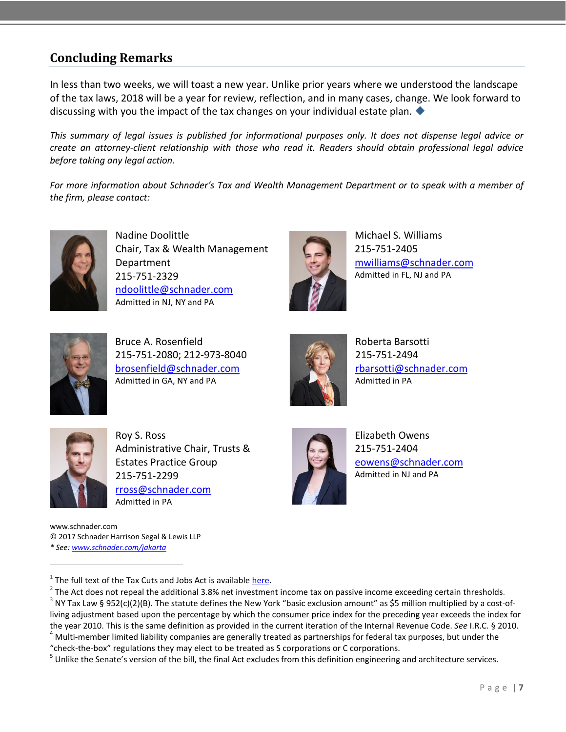## Concluding Remarks

In less than two weeks, we will toast a new year. Unlike prior years where we understood the landscape of the tax laws, 2018 will be a year for review, reflection, and in many cases, change. We look forward to discussing with you the impact of the tax changes on your individual estate plan. ◆

*This summary of legal issues is published for informational purposes only. It does not dispense legal advice or create an attorney-client relationship with those who read it. Readers should obtain professional legal advice before taking any legal action.*

*For more information about Schnader's Tax and Wealth Management Department or to speak with a member of the firm, please contact:*

Nadine Doolittle
Chair, Tax & Wealth Management Department
215-751-2329
ndoolittle@schnader.com
Admitted in NJ, NY and PA

Michael S. Williams
215-751-2405
mwilliams@schnader.com
Admitted in FL, NJ and PA

Bruce A. Rosenfield
215-751-2080; 212-973-8040
brosenfield@schnader.com
Admitted in GA, NY and PA

Roberta Barsotti
215-751-2494
rbarsotti@schnader.com
Admitted in PA

Roy S. Ross
Administrative Chair, Trusts & Estates Practice Group
215-751-2299
rross@schnader.com
Admitted in PA

Elizabeth Owens
215-751-2404
eowens@schnader.com
Admitted in NJ and PA

www.schnader.com
© 2017 Schnader Harrison Segal & Lewis LLP
*\* See: www.schnader.com/jakarta*

---

[1] The full text of the Tax Cuts and Jobs Act is available here.

[2] The Act does not repeal the additional 3.8% net investment income tax on passive income exceeding certain thresholds.

[3] NY Tax Law § 952(c)(2)(B). The statute defines the New York "basic exclusion amount" as $5 million multiplied by a cost-of-living adjustment based upon the percentage by which the consumer price index for the preceding year exceeds the index for the year 2010. This is the same definition as provided in the current iteration of the Internal Revenue Code. *See* I.R.C. § 2010.

[4] Multi-member limited liability companies are generally treated as partnerships for federal tax purposes, but under the "check-the-box" regulations they may elect to be treated as S corporations or C corporations.

[5] Unlike the Senate's version of the bill, the final Act excludes from this definition engineering and architecture services.